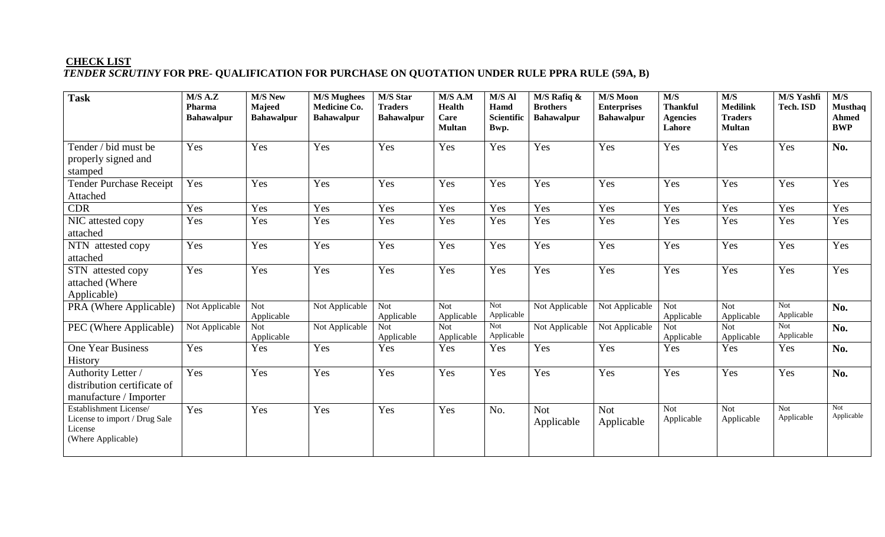**<u>CHECK LIST</u>**

***TENDER SCRUTINY* FOR PRE- QUALIFICATION FOR PURCHASE ON QUOTATION UNDER RULE PPRA RULE (59A, B)**

| Task | M/S A.Z Pharma Bahawalpur | M/S New Majeed Bahawalpur | M/S Mughees Medicine Co. Bahawalpur | M/S Star Traders Bahawalpur | M/S A.M Health Care Multan | M/S Al Hamd Scientific Bwp. | M/S Rafiq & Brothers Bahawalpur | M/S Moon Enterprises Bahawalpur | M/S Thankful Agencies Lahore | M/S Medilink Traders Multan | M/S Yashfi Tech. ISD | M/S Musthaq Ahmed BWP |
|---|---|---|---|---|---|---|---|---|---|---|---|---|
| Tender / bid must be properly signed and stamped | Yes | Yes | Yes | Yes | Yes | Yes | Yes | Yes | Yes | Yes | Yes | **No.** |
| Tender Purchase Receipt Attached | Yes | Yes | Yes | Yes | Yes | Yes | Yes | Yes | Yes | Yes | Yes | Yes |
| CDR | Yes | Yes | Yes | Yes | Yes | Yes | Yes | Yes | Yes | Yes | Yes | Yes |
| NIC attested copy attached | Yes | Yes | Yes | Yes | Yes | Yes | Yes | Yes | Yes | Yes | Yes | Yes |
| NTN attested copy attached | Yes | Yes | Yes | Yes | Yes | Yes | Yes | Yes | Yes | Yes | Yes | Yes |
| STN attested copy attached (Where Applicable) | Yes | Yes | Yes | Yes | Yes | Yes | Yes | Yes | Yes | Yes | Yes | Yes |
| PRA (Where Applicable) | Not Applicable | Not Applicable | Not Applicable | Not Applicable | Not Applicable | Not Applicable | Not Applicable | Not Applicable | Not Applicable | Not Applicable | Not Applicable | **No.** |
| PEC (Where Applicable) | Not Applicable | Not Applicable | Not Applicable | Not Applicable | Not Applicable | Not Applicable | Not Applicable | Not Applicable | Not Applicable | Not Applicable | Not Applicable | **No.** |
| One Year Business History | Yes | Yes | Yes | Yes | Yes | Yes | Yes | Yes | Yes | Yes | Yes | **No.** |
| Authority Letter / distribution certificate of manufacture / Importer | Yes | Yes | Yes | Yes | Yes | Yes | Yes | Yes | Yes | Yes | Yes | **No.** |
| Establishment License/ License to import / Drug Sale License (Where Applicable) | Yes | Yes | Yes | Yes | Yes | No. | Not Applicable | Not Applicable | Not Applicable | Not Applicable | Not Applicable | Not Applicable |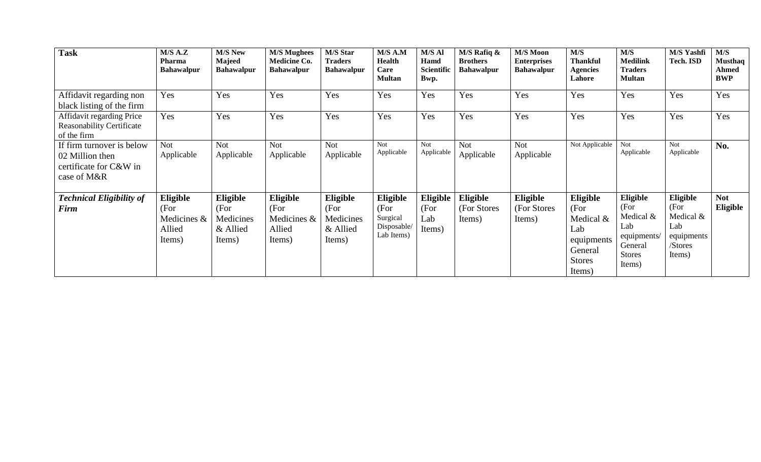| Task | M/S A.Z Pharma Bahawalpur | M/S New Majeed Bahawalpur | M/S Mughees Medicine Co. Bahawalpur | M/S Star Traders Bahawalpur | M/S A.M Health Care Multan | M/S Al Hamd Scientific Bwp. | M/S Rafiq & Brothers Bahawalpur | M/S Moon Enterprises Bahawalpur | M/S Thankful Agencies Lahore | M/S Medilink Traders Multan | M/S Yashfi Tech. ISD | M/S Musthaq Ahmed BWP |
|---|---|---|---|---|---|---|---|---|---|---|---|---|
| Affidavit regarding non black listing of the firm | Yes | Yes | Yes | Yes | Yes | Yes | Yes | Yes | Yes | Yes | Yes | Yes |
| Affidavit regarding Price Reasonability Certificate of the firm | Yes | Yes | Yes | Yes | Yes | Yes | Yes | Yes | Yes | Yes | Yes | Yes |
| If firm turnover is below 02 Million then certificate for C&W in case of M&R | Not Applicable | Not Applicable | Not Applicable | Not Applicable | Not Applicable | Not Applicable | Not Applicable | Not Applicable | Not Applicable | Not Applicable | Not Applicable | **No.** |
| ***Technical Eligibility of Firm*** | **Eligible** (For Medicines & Allied Items) | **Eligible** (For Medicines & Allied Items) | **Eligible** (For Medicines & Allied Items) | **Eligible** (For Medicines & Allied Items) | **Eligible** (For Surgical Disposable/ Lab Items) | **Eligible** (For Lab Items) | **Eligible** (For Stores Items) | **Eligible** (For Stores Items) | **Eligible** (For Medical & Lab equipments General Stores Items) | **Eligible** (For Medical & Lab equipments/ General Stores Items) | **Eligible** (For Medical & Lab equipments /Stores Items) | **Not Eligible** |